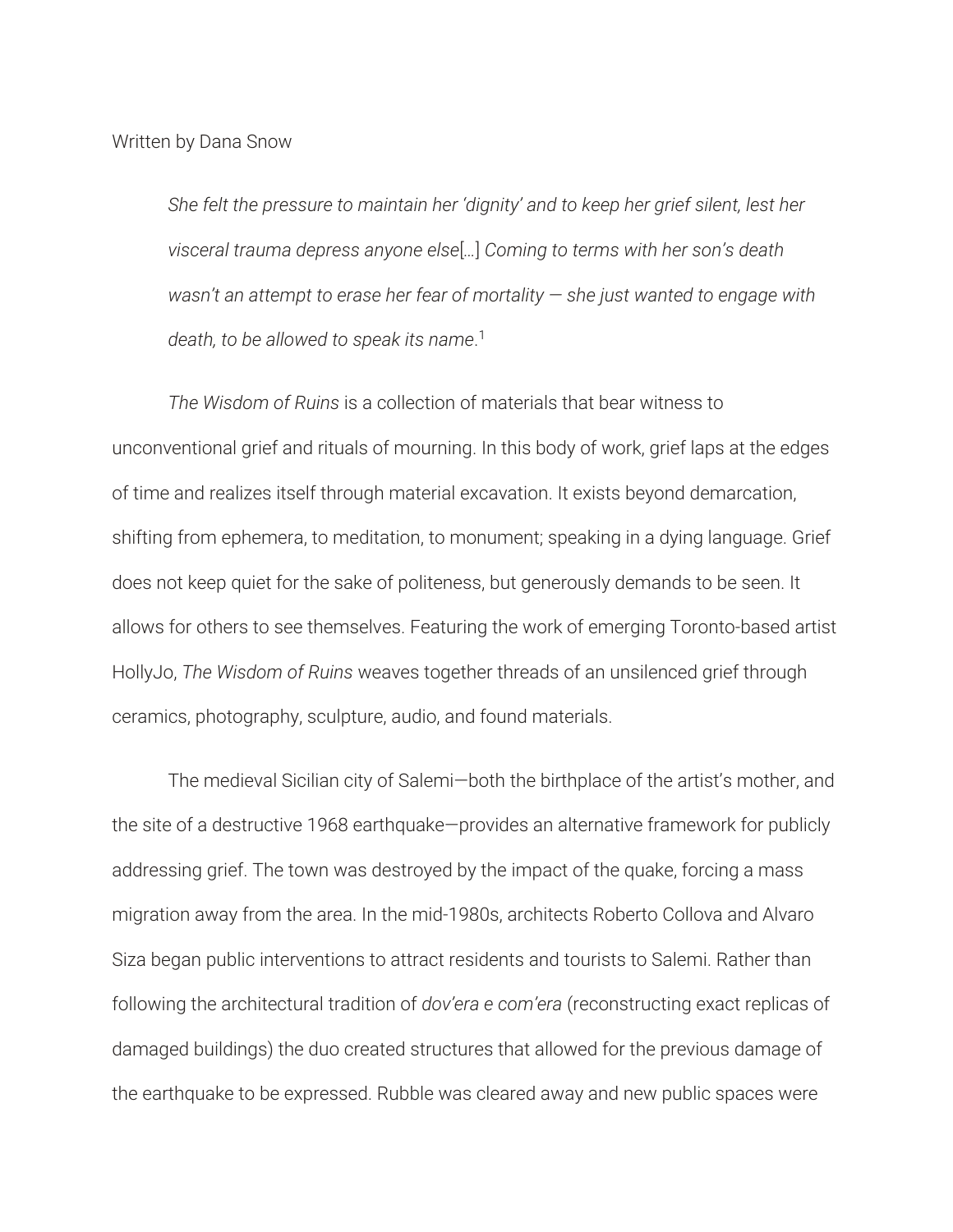Written by Dana Snow

> *She felt the pressure to maintain her 'dignity' and to keep her grief silent, lest her visceral trauma depress anyone else*[…] *Coming to terms with her son's death wasn't an attempt to erase her fear of mortality — she just wanted to engage with death, to be allowed to speak its name*.[1]

*The Wisdom of Ruins* is a collection of materials that bear witness to unconventional grief and rituals of mourning. In this body of work, grief laps at the edges of time and realizes itself through material excavation. It exists beyond demarcation, shifting from ephemera, to meditation, to monument; speaking in a dying language. Grief does not keep quiet for the sake of politeness, but generously demands to be seen. It allows for others to see themselves. Featuring the work of emerging Toronto-based artist HollyJo, *The Wisdom of Ruins* weaves together threads of an unsilenced grief through ceramics, photography, sculpture, audio, and found materials.

The medieval Sicilian city of Salemi—both the birthplace of the artist's mother, and the site of a destructive 1968 earthquake—provides an alternative framework for publicly addressing grief. The town was destroyed by the impact of the quake, forcing a mass migration away from the area. In the mid-1980s, architects Roberto Collova and Alvaro Siza began public interventions to attract residents and tourists to Salemi. Rather than following the architectural tradition of *dov'era e com'era* (reconstructing exact replicas of damaged buildings) the duo created structures that allowed for the previous damage of the earthquake to be expressed. Rubble was cleared away and new public spaces were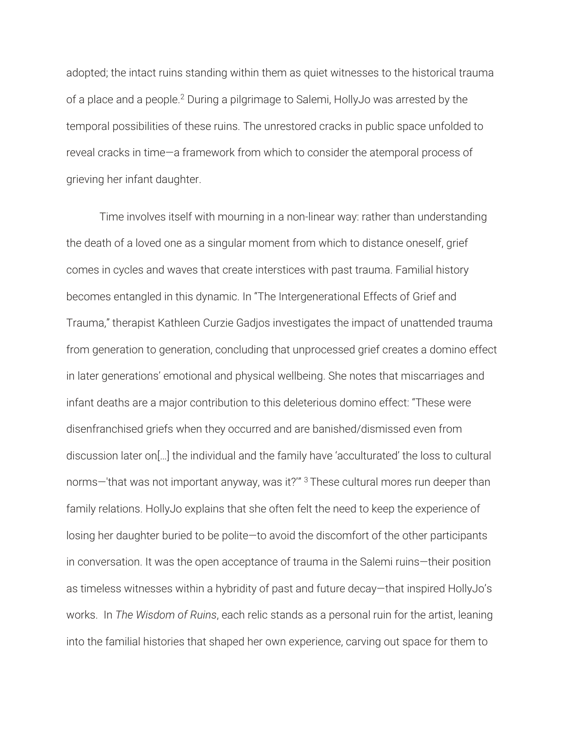adopted; the intact ruins standing within them as quiet witnesses to the historical trauma of a place and a people.[2] During a pilgrimage to Salemi, HollyJo was arrested by the temporal possibilities of these ruins. The unrestored cracks in public space unfolded to reveal cracks in time—a framework from which to consider the atemporal process of grieving her infant daughter.

Time involves itself with mourning in a non-linear way: rather than understanding the death of a loved one as a singular moment from which to distance oneself, grief comes in cycles and waves that create interstices with past trauma. Familial history becomes entangled in this dynamic. In "The Intergenerational Effects of Grief and Trauma," therapist Kathleen Curzie Gadjos investigates the impact of unattended trauma from generation to generation, concluding that unprocessed grief creates a domino effect in later generations' emotional and physical wellbeing. She notes that miscarriages and infant deaths are a major contribution to this deleterious domino effect: "These were disenfranchised griefs when they occurred and are banished/dismissed even from discussion later on[…] the individual and the family have 'acculturated' the loss to cultural norms—'that was not important anyway, was it?'" [3] These cultural mores run deeper than family relations. HollyJo explains that she often felt the need to keep the experience of losing her daughter buried to be polite—to avoid the discomfort of the other participants in conversation. It was the open acceptance of trauma in the Salemi ruins—their position as timeless witnesses within a hybridity of past and future decay—that inspired HollyJo's works. In *The Wisdom of Ruins*, each relic stands as a personal ruin for the artist, leaning into the familial histories that shaped her own experience, carving out space for them to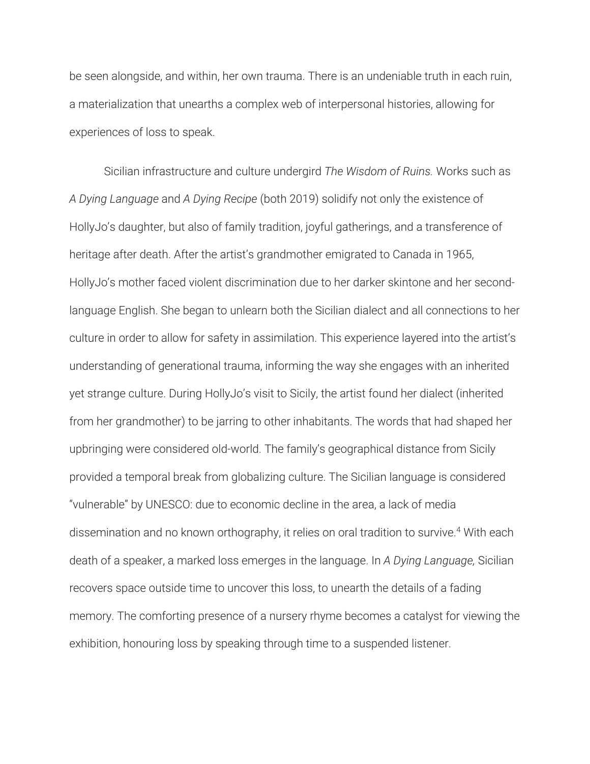be seen alongside, and within, her own trauma. There is an undeniable truth in each ruin, a materialization that unearths a complex web of interpersonal histories, allowing for experiences of loss to speak.

Sicilian infrastructure and culture undergird *The Wisdom of Ruins.* Works such as *A Dying Language* and *A Dying Recipe* (both 2019) solidify not only the existence of HollyJo's daughter, but also of family tradition, joyful gatherings, and a transference of heritage after death. After the artist's grandmother emigrated to Canada in 1965, HollyJo's mother faced violent discrimination due to her darker skintone and her second-language English. She began to unlearn both the Sicilian dialect and all connections to her culture in order to allow for safety in assimilation. This experience layered into the artist's understanding of generational trauma, informing the way she engages with an inherited yet strange culture. During HollyJo's visit to Sicily, the artist found her dialect (inherited from her grandmother) to be jarring to other inhabitants. The words that had shaped her upbringing were considered old-world. The family's geographical distance from Sicily provided a temporal break from globalizing culture. The Sicilian language is considered "vulnerable" by UNESCO: due to economic decline in the area, a lack of media dissemination and no known orthography, it relies on oral tradition to survive.[4] With each death of a speaker, a marked loss emerges in the language. In *A Dying Language,* Sicilian recovers space outside time to uncover this loss, to unearth the details of a fading memory. The comforting presence of a nursery rhyme becomes a catalyst for viewing the exhibition, honouring loss by speaking through time to a suspended listener.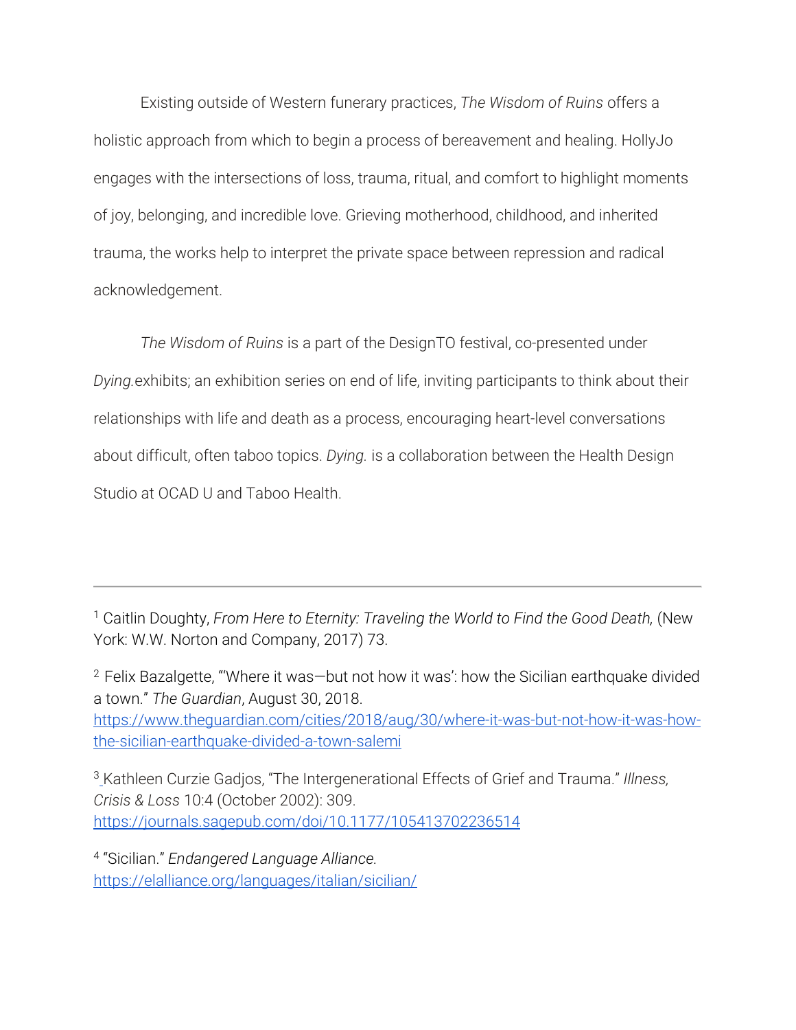Existing outside of Western funerary practices, *The Wisdom of Ruins* offers a holistic approach from which to begin a process of bereavement and healing. HollyJo engages with the intersections of loss, trauma, ritual, and comfort to highlight moments of joy, belonging, and incredible love. Grieving motherhood, childhood, and inherited trauma, the works help to interpret the private space between repression and radical acknowledgement.

*The Wisdom of Ruins* is a part of the DesignTO festival, co-presented under *Dying.*exhibits; an exhibition series on end of life, inviting participants to think about their relationships with life and death as a process, encouraging heart-level conversations about difficult, often taboo topics. *Dying.* is a collaboration between the Health Design Studio at OCAD U and Taboo Health.

---

[1] Caitlin Doughty, *From Here to Eternity: Traveling the World to Find the Good Death,* (New York: W.W. Norton and Company, 2017) 73.

[2] Felix Bazalgette, "'Where it was—but not how it was': how the Sicilian earthquake divided a town." *The Guardian*, August 30, 2018. https://www.theguardian.com/cities/2018/aug/30/where-it-was-but-not-how-it-was-how-the-sicilian-earthquake-divided-a-town-salemi

[3] Kathleen Curzie Gadjos, "The Intergenerational Effects of Grief and Trauma." *Illness, Crisis & Loss* 10:4 (October 2002): 309. https://journals.sagepub.com/doi/10.1177/105413702236514

[4] "Sicilian." *Endangered Language Alliance.* https://elalliance.org/languages/italian/sicilian/